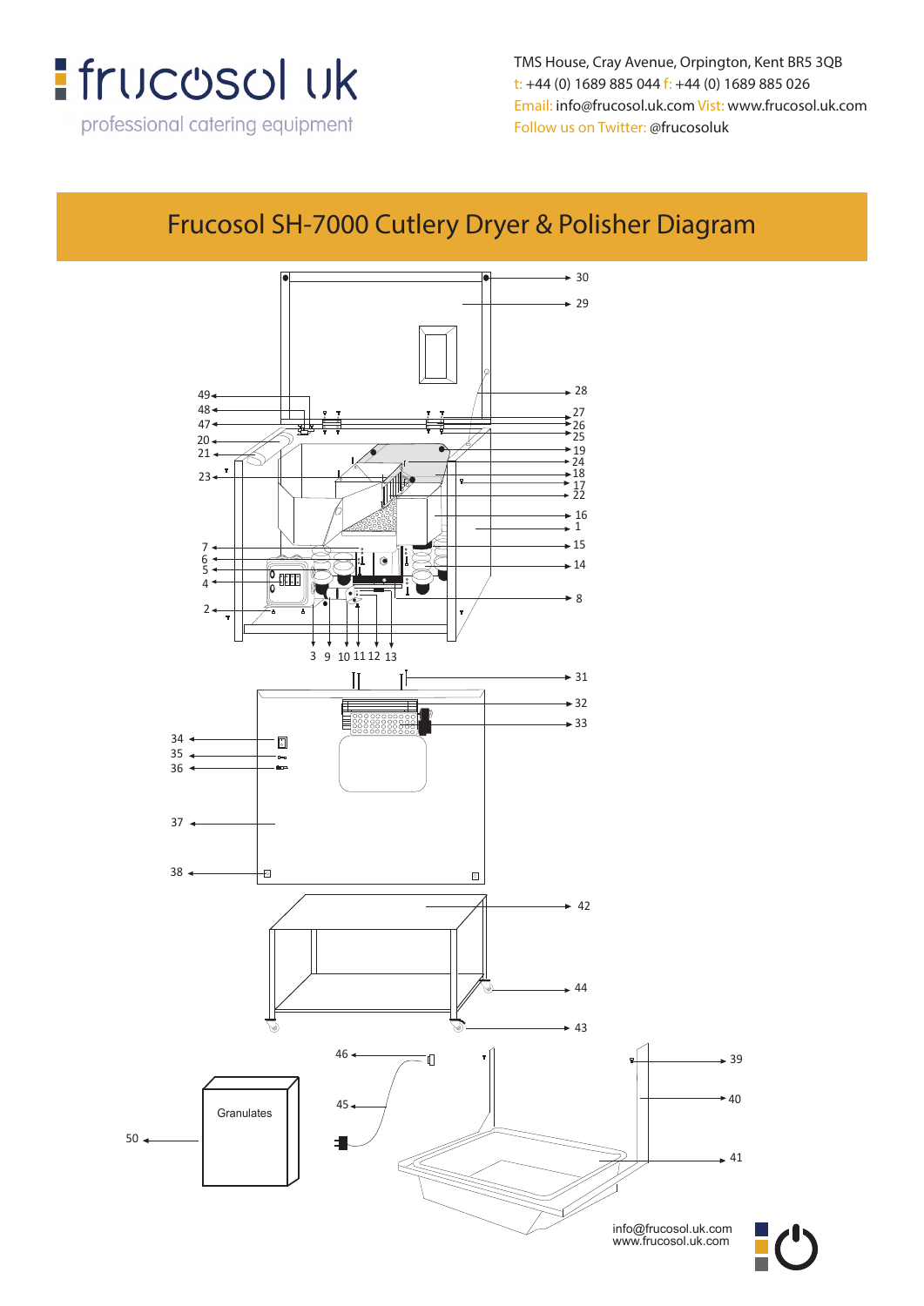frucosol uk

professional catering equipment

TMS House, Cray Avenue, Orpington, Kent BR5 3QB
t: +44 (0) 1689 885 044 f: +44 (0) 1689 885 026
Email: info@frucosol.uk.com Vist: www.frucosol.uk.com
Follow us on Twitter: @frucosoluk

# Frucosol SH-7000 Cutlery Dryer & Polisher Diagram

30
29
28
27
26
25
19
24
18
17
22
16
1
15
14
8
49
48
47
20
21
23
7
6
5
4
2
3 9 10 11 12 13
31
32
33
34
35
36
37
38
42
44
43
46
45
39
40
41
50

Granulates

info@frucosol.uk.com
www.frucosol.uk.com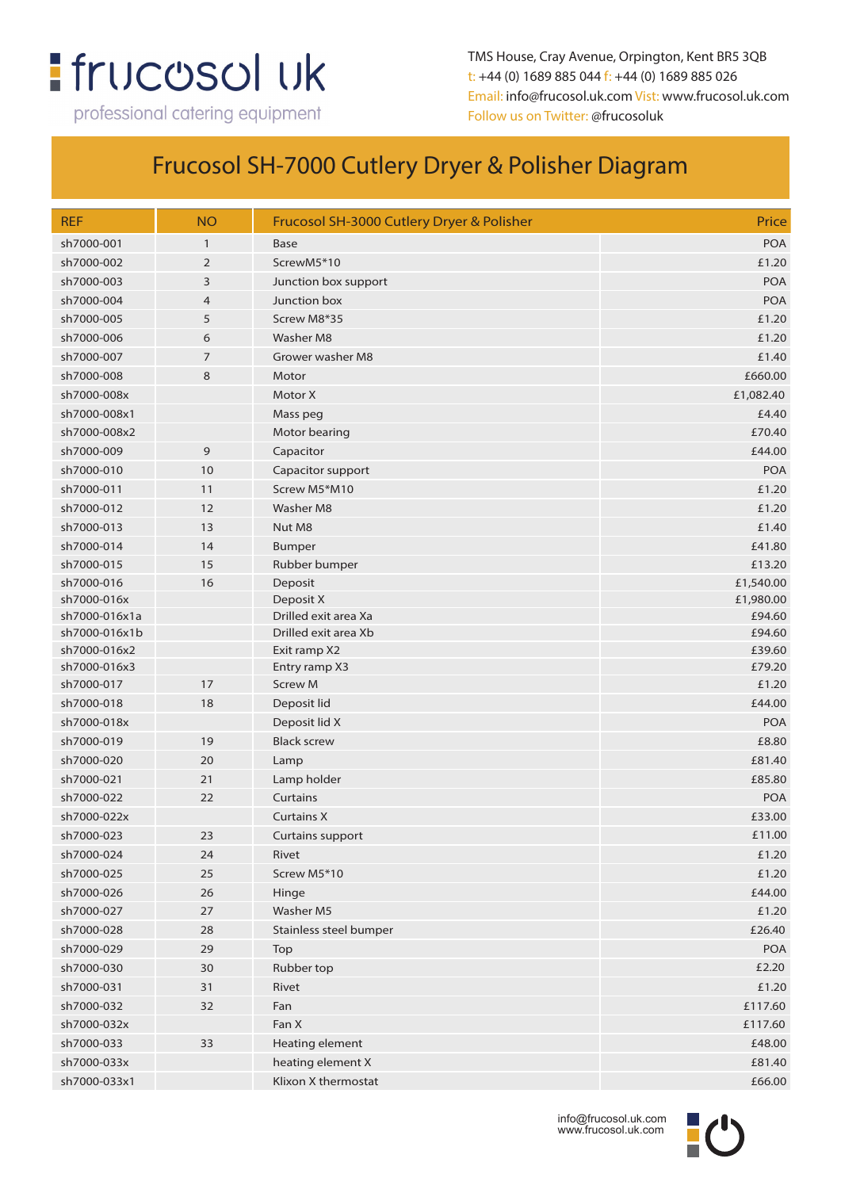frucosol uk

professional catering equipment

TMS House, Cray Avenue, Orpington, Kent BR5 3QB
t: +44 (0) 1689 885 044 f: +44 (0) 1689 885 026
Email: info@frucosol.uk.com Visit: www.frucosol.uk.com
Follow us on Twitter: @frucosoluk

# Frucosol SH-7000 Cutlery Dryer & Polisher Diagram

| REF | NO | Frucosol SH-3000 Cutlery Dryer & Polisher | Price |
|---|---|---|---|
| sh7000-001 | 1 | Base | POA |
| sh7000-002 | 2 | ScrewM5*10 | £1.20 |
| sh7000-003 | 3 | Junction box support | POA |
| sh7000-004 | 4 | Junction box | POA |
| sh7000-005 | 5 | Screw M8*35 | £1.20 |
| sh7000-006 | 6 | Washer M8 | £1.20 |
| sh7000-007 | 7 | Grower washer M8 | £1.40 |
| sh7000-008 | 8 | Motor | £660.00 |
| sh7000-008x | | Motor X | £1,082.40 |
| sh7000-008x1 | | Mass peg | £4.40 |
| sh7000-008x2 | | Motor bearing | £70.40 |
| sh7000-009 | 9 | Capacitor | £44.00 |
| sh7000-010 | 10 | Capacitor support | POA |
| sh7000-011 | 11 | Screw M5*M10 | £1.20 |
| sh7000-012 | 12 | Washer M8 | £1.20 |
| sh7000-013 | 13 | Nut M8 | £1.40 |
| sh7000-014 | 14 | Bumper | £41.80 |
| sh7000-015 | 15 | Rubber bumper | £13.20 |
| sh7000-016 | 16 | Deposit | £1,540.00 |
| sh7000-016x | | Deposit X | £1,980.00 |
| sh7000-016x1a | | Drilled exit area Xa | £94.60 |
| sh7000-016x1b | | Drilled exit area Xb | £94.60 |
| sh7000-016x2 | | Exit ramp X2 | £39.60 |
| sh7000-016x3 | | Entry ramp X3 | £79.20 |
| sh7000-017 | 17 | Screw M | £1.20 |
| sh7000-018 | 18 | Deposit lid | £44.00 |
| sh7000-018x | | Deposit lid X | POA |
| sh7000-019 | 19 | Black screw | £8.80 |
| sh7000-020 | 20 | Lamp | £81.40 |
| sh7000-021 | 21 | Lamp holder | £85.80 |
| sh7000-022 | 22 | Curtains | POA |
| sh7000-022x | | Curtains X | £33.00 |
| sh7000-023 | 23 | Curtains support | £11.00 |
| sh7000-024 | 24 | Rivet | £1.20 |
| sh7000-025 | 25 | Screw M5*10 | £1.20 |
| sh7000-026 | 26 | Hinge | £44.00 |
| sh7000-027 | 27 | Washer M5 | £1.20 |
| sh7000-028 | 28 | Stainless steel bumper | £26.40 |
| sh7000-029 | 29 | Top | POA |
| sh7000-030 | 30 | Rubber top | £2.20 |
| sh7000-031 | 31 | Rivet | £1.20 |
| sh7000-032 | 32 | Fan | £117.60 |
| sh7000-032x | | Fan X | £117.60 |
| sh7000-033 | 33 | Heating element | £48.00 |
| sh7000-033x | | heating element X | £81.40 |
| sh7000-033x1 | | Klixon X thermostat | £66.00 |

info@frucosol.uk.com
www.frucosol.uk.com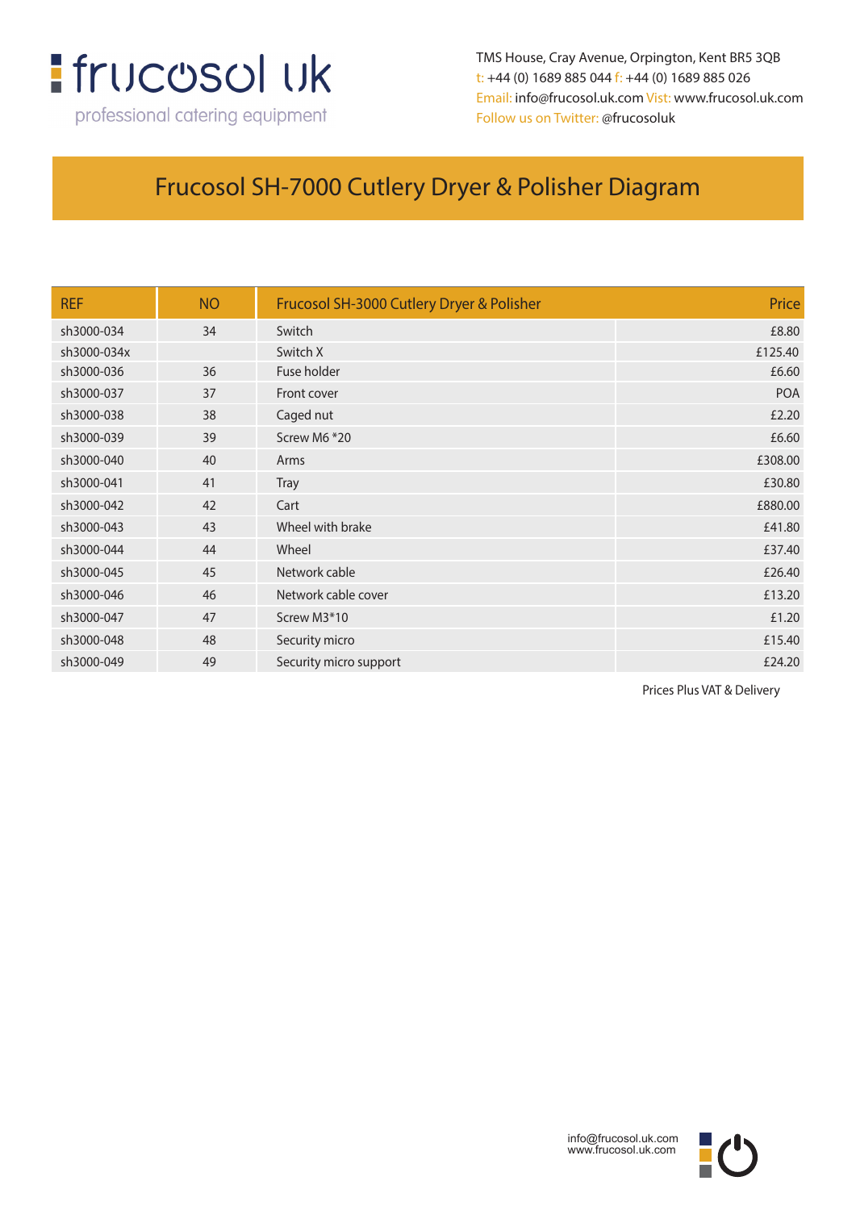TMS House, Cray Avenue, Orpington, Kent BR5 3QB
t: +44 (0) 1689 885 044 f: +44 (0) 1689 885 026
Email: info@frucosol.uk.com Vist: www.frucosol.uk.com
Follow us on Twitter: @frucosoluk

# Frucosol SH-7000 Cutlery Dryer & Polisher Diagram

| REF | NO | Frucosol SH-3000 Cutlery Dryer & Polisher | Price |
|---|---|---|---|
| sh3000-034 | 34 | Switch | £8.80 |
| sh3000-034x | | Switch X | £125.40 |
| sh3000-036 | 36 | Fuse holder | £6.60 |
| sh3000-037 | 37 | Front cover | POA |
| sh3000-038 | 38 | Caged nut | £2.20 |
| sh3000-039 | 39 | Screw M6 *20 | £6.60 |
| sh3000-040 | 40 | Arms | £308.00 |
| sh3000-041 | 41 | Tray | £30.80 |
| sh3000-042 | 42 | Cart | £880.00 |
| sh3000-043 | 43 | Wheel with brake | £41.80 |
| sh3000-044 | 44 | Wheel | £37.40 |
| sh3000-045 | 45 | Network cable | £26.40 |
| sh3000-046 | 46 | Network cable cover | £13.20 |
| sh3000-047 | 47 | Screw M3*10 | £1.20 |
| sh3000-048 | 48 | Security micro | £15.40 |
| sh3000-049 | 49 | Security micro support | £24.20 |

Prices Plus VAT & Delivery